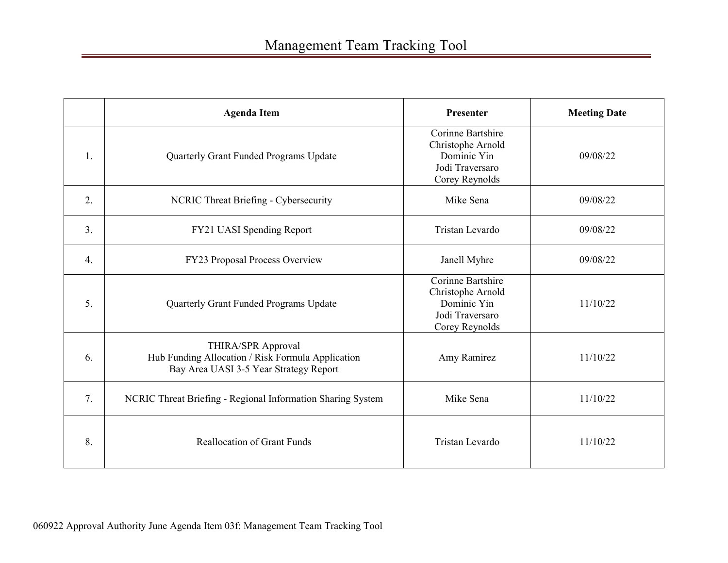# Management Team Tracking Tool

| | Agenda Item | Presenter | Meeting Date |
|---|---|---|---|
| 1. | Quarterly Grant Funded Programs Update | Corinne Bartshire<br>Christophe Arnold<br>Dominic Yin<br>Jodi Traversaro<br>Corey Reynolds | 09/08/22 |
| 2. | NCRIC Threat Briefing - Cybersecurity | Mike Sena | 09/08/22 |
| 3. | FY21 UASI Spending Report | Tristan Levardo | 09/08/22 |
| 4. | FY23 Proposal Process Overview | Janell Myhre | 09/08/22 |
| 5. | Quarterly Grant Funded Programs Update | Corinne Bartshire<br>Christophe Arnold<br>Dominic Yin<br>Jodi Traversaro<br>Corey Reynolds | 11/10/22 |
| 6. | THIRA/SPR Approval<br>Hub Funding Allocation / Risk Formula Application<br>Bay Area UASI 3-5 Year Strategy Report | Amy Ramirez | 11/10/22 |
| 7. | NCRIC Threat Briefing - Regional Information Sharing System | Mike Sena | 11/10/22 |
| 8. | Reallocation of Grant Funds | Tristan Levardo | 11/10/22 |

060922 Approval Authority June Agenda Item 03f: Management Team Tracking Tool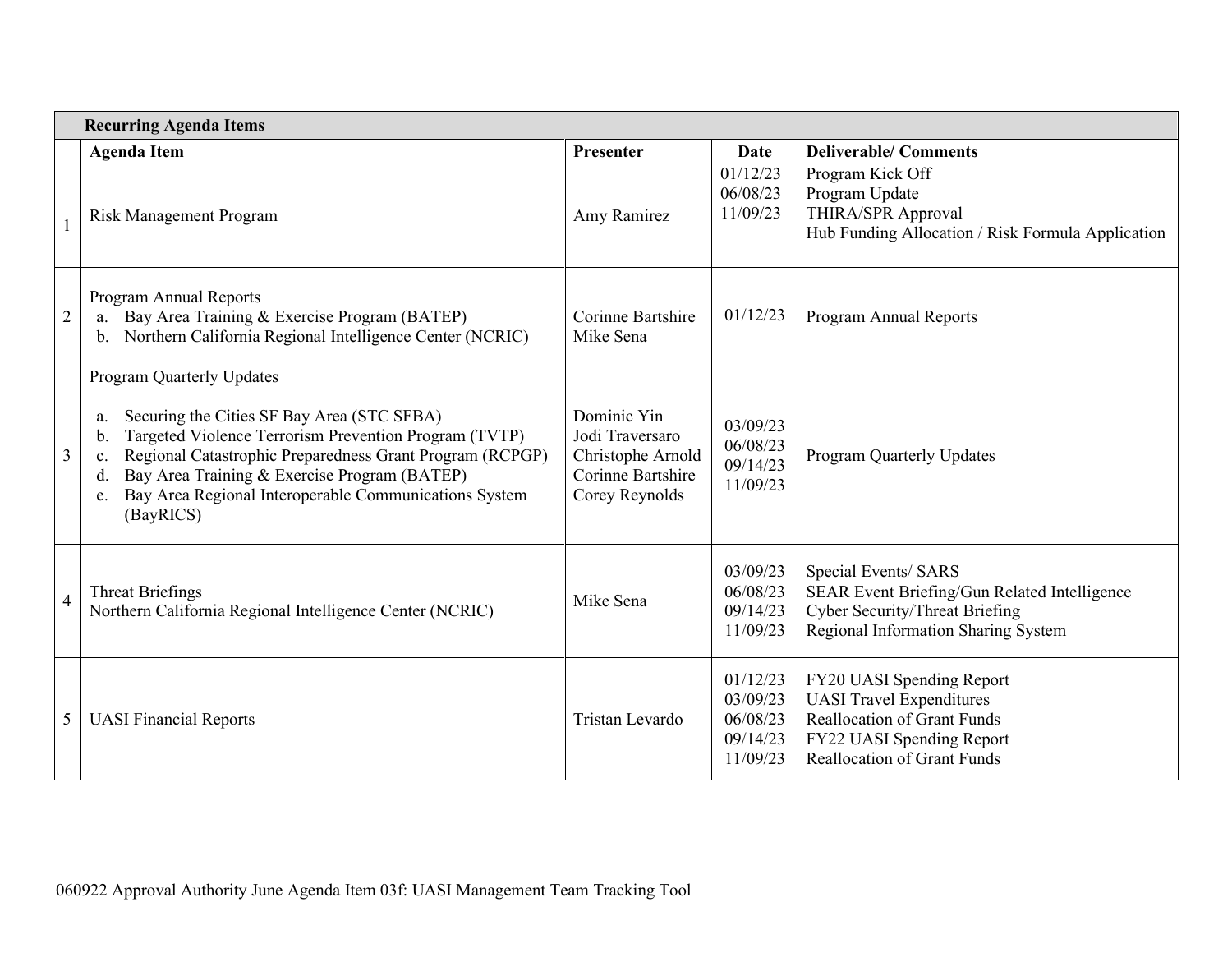| | Recurring Agenda Items | | | |
|---|---|---|---|---|
| | **Agenda Item** | **Presenter** | **Date** | **Deliverable/ Comments** |
| 1 | Risk Management Program | Amy Ramirez | 01/12/23<br>06/08/23<br>11/09/23 | Program Kick Off<br>Program Update<br>THIRA/SPR Approval<br>Hub Funding Allocation / Risk Formula Application |
| 2 | Program Annual Reports<br>a. Bay Area Training & Exercise Program (BATEP)<br>b. Northern California Regional Intelligence Center (NCRIC) | Corinne Bartshire<br>Mike Sena | 01/12/23 | Program Annual Reports |
| 3 | Program Quarterly Updates<br>a. Securing the Cities SF Bay Area (STC SFBA)<br>b. Targeted Violence Terrorism Prevention Program (TVTP)<br>c. Regional Catastrophic Preparedness Grant Program (RCPGP)<br>d. Bay Area Training & Exercise Program (BATEP)<br>e. Bay Area Regional Interoperable Communications System (BayRICS) | Dominic Yin<br>Jodi Traversaro<br>Christophe Arnold<br>Corinne Bartshire<br>Corey Reynolds | 03/09/23<br>06/08/23<br>09/14/23<br>11/09/23 | Program Quarterly Updates |
| 4 | Threat Briefings<br>Northern California Regional Intelligence Center (NCRIC) | Mike Sena | 03/09/23<br>06/08/23<br>09/14/23<br>11/09/23 | Special Events/ SARS<br>SEAR Event Briefing/Gun Related Intelligence<br>Cyber Security/Threat Briefing<br>Regional Information Sharing System |
| 5 | UASI Financial Reports | Tristan Levardo | 01/12/23<br>03/09/23<br>06/08/23<br>09/14/23<br>11/09/23 | FY20 UASI Spending Report<br>UASI Travel Expenditures<br>Reallocation of Grant Funds<br>FY22 UASI Spending Report<br>Reallocation of Grant Funds |

060922 Approval Authority June Agenda Item 03f: UASI Management Team Tracking Tool